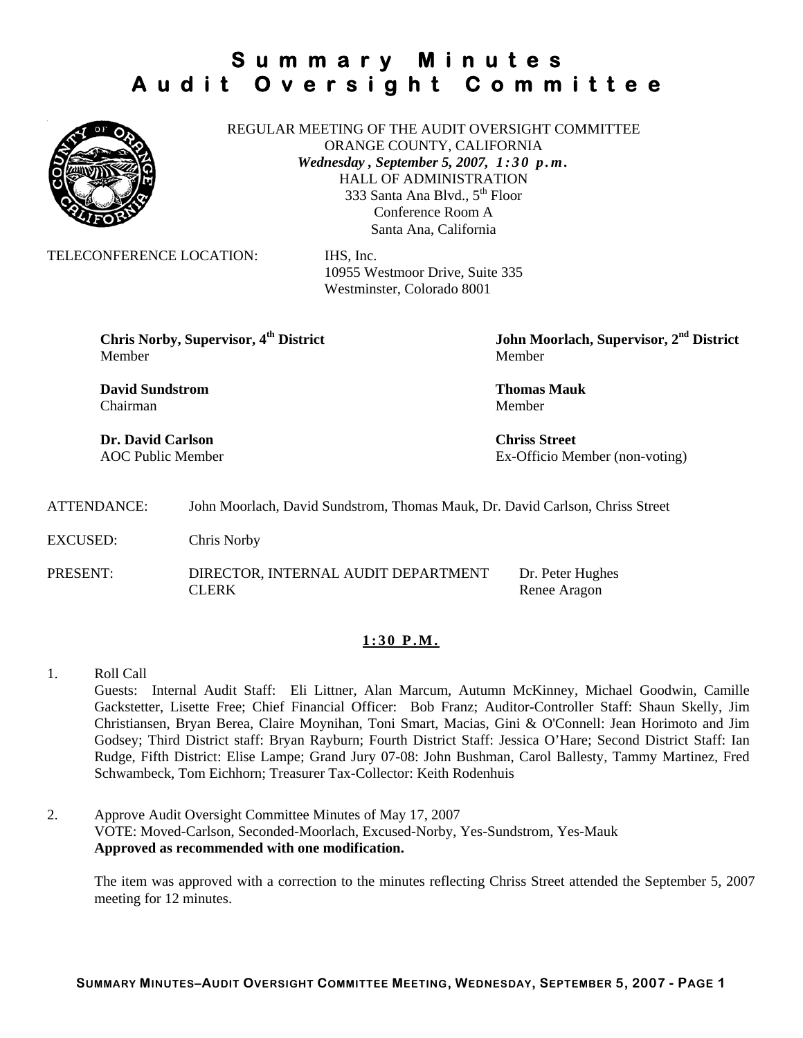# Summary Minutes Audit Oversight Committee

REGULAR MEETING OF THE AUDIT OVERSIGHT COMMITTEE
ORANGE COUNTY, CALIFORNIA
***Wednesday , September 5, 2007, 1:30 p.m.***
HALL OF ADMINISTRATION
333 Santa Ana Blvd., 5th Floor
Conference Room A
Santa Ana, California

TELECONFERENCE LOCATION: IHS, Inc.
10955 Westmoor Drive, Suite 335
Westminster, Colorado 8001

**Chris Norby, Supervisor, 4th District**
Member

**John Moorlach, Supervisor, 2nd District**
Member

**David Sundstrom**
Chairman

**Thomas Mauk**
Member

**Dr. David Carlson**
AOC Public Member

**Chriss Street**
Ex-Officio Member (non-voting)

ATTENDANCE: John Moorlach, David Sundstrom, Thomas Mauk, Dr. David Carlson, Chriss Street

EXCUSED: Chris Norby

PRESENT: DIRECTOR, INTERNAL AUDIT DEPARTMENT — Dr. Peter Hughes
CLERK — Renee Aragon

**1:30 P.M.**

1. Roll Call
   Guests: Internal Audit Staff: Eli Littner, Alan Marcum, Autumn McKinney, Michael Goodwin, Camille Gackstetter, Lisette Free; Chief Financial Officer: Bob Franz; Auditor-Controller Staff: Shaun Skelly, Jim Christiansen, Bryan Berea, Claire Moynihan, Toni Smart, Macias, Gini & O'Connell: Jean Horimoto and Jim Godsey; Third District staff: Bryan Rayburn; Fourth District Staff: Jessica O'Hare; Second District Staff: Ian Rudge, Fifth District: Elise Lampe; Grand Jury 07-08: John Bushman, Carol Ballesty, Tammy Martinez, Fred Schwambeck, Tom Eichhorn; Treasurer Tax-Collector: Keith Rodenhuis

2. Approve Audit Oversight Committee Minutes of May 17, 2007
   VOTE: Moved-Carlson, Seconded-Moorlach, Excused-Norby, Yes-Sundstrom, Yes-Mauk
   **Approved as recommended with one modification.**

   The item was approved with a correction to the minutes reflecting Chriss Street attended the September 5, 2007 meeting for 12 minutes.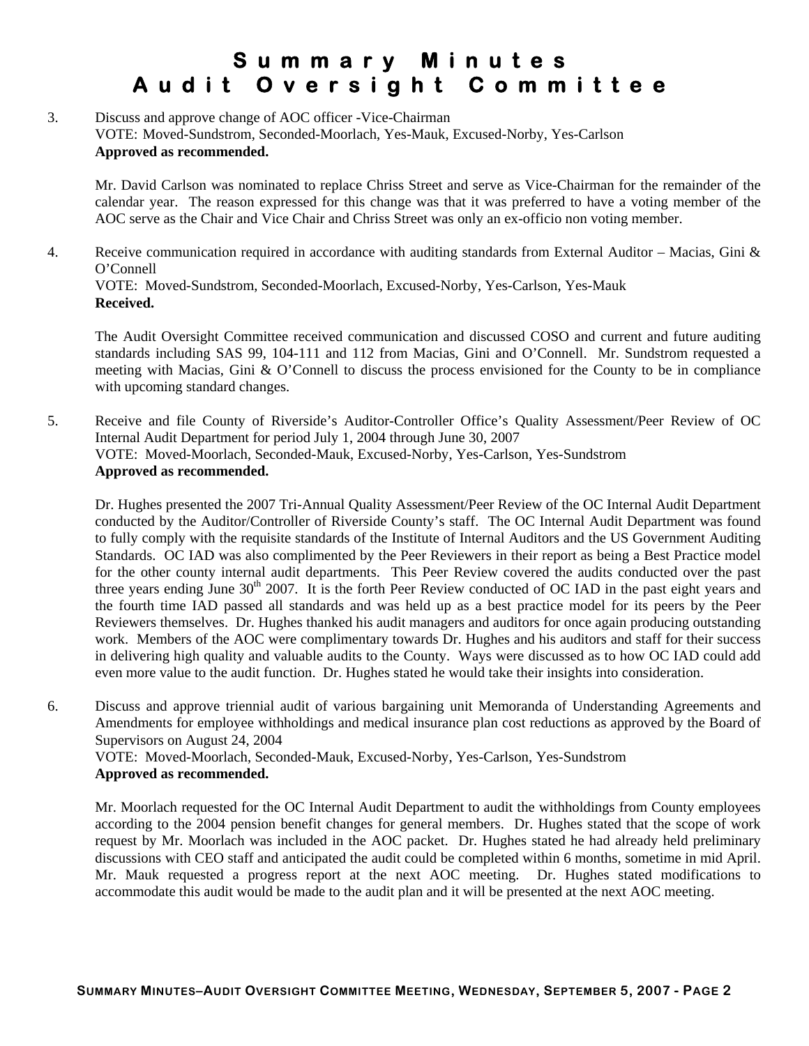# Summary Minutes
# Audit Oversight Committee

3. Discuss and approve change of AOC officer -Vice-Chairman
   VOTE: Moved-Sundstrom, Seconded-Moorlach, Yes-Mauk, Excused-Norby, Yes-Carlson
   **Approved as recommended.**

   Mr. David Carlson was nominated to replace Chriss Street and serve as Vice-Chairman for the remainder of the calendar year. The reason expressed for this change was that it was preferred to have a voting member of the AOC serve as the Chair and Vice Chair and Chriss Street was only an ex-officio non voting member.

4. Receive communication required in accordance with auditing standards from External Auditor – Macias, Gini & O'Connell
   VOTE: Moved-Sundstrom, Seconded-Moorlach, Excused-Norby, Yes-Carlson, Yes-Mauk
   **Received.**

   The Audit Oversight Committee received communication and discussed COSO and current and future auditing standards including SAS 99, 104-111 and 112 from Macias, Gini and O'Connell. Mr. Sundstrom requested a meeting with Macias, Gini & O'Connell to discuss the process envisioned for the County to be in compliance with upcoming standard changes.

5. Receive and file County of Riverside's Auditor-Controller Office's Quality Assessment/Peer Review of OC Internal Audit Department for period July 1, 2004 through June 30, 2007
   VOTE: Moved-Moorlach, Seconded-Mauk, Excused-Norby, Yes-Carlson, Yes-Sundstrom
   **Approved as recommended.**

   Dr. Hughes presented the 2007 Tri-Annual Quality Assessment/Peer Review of the OC Internal Audit Department conducted by the Auditor/Controller of Riverside County's staff. The OC Internal Audit Department was found to fully comply with the requisite standards of the Institute of Internal Auditors and the US Government Auditing Standards. OC IAD was also complimented by the Peer Reviewers in their report as being a Best Practice model for the other county internal audit departments. This Peer Review covered the audits conducted over the past three years ending June 30th 2007. It is the forth Peer Review conducted of OC IAD in the past eight years and the fourth time IAD passed all standards and was held up as a best practice model for its peers by the Peer Reviewers themselves. Dr. Hughes thanked his audit managers and auditors for once again producing outstanding work. Members of the AOC were complimentary towards Dr. Hughes and his auditors and staff for their success in delivering high quality and valuable audits to the County. Ways were discussed as to how OC IAD could add even more value to the audit function. Dr. Hughes stated he would take their insights into consideration.

6. Discuss and approve triennial audit of various bargaining unit Memoranda of Understanding Agreements and Amendments for employee withholdings and medical insurance plan cost reductions as approved by the Board of Supervisors on August 24, 2004
   VOTE: Moved-Moorlach, Seconded-Mauk, Excused-Norby, Yes-Carlson, Yes-Sundstrom
   **Approved as recommended.**

   Mr. Moorlach requested for the OC Internal Audit Department to audit the withholdings from County employees according to the 2004 pension benefit changes for general members. Dr. Hughes stated that the scope of work request by Mr. Moorlach was included in the AOC packet. Dr. Hughes stated he had already held preliminary discussions with CEO staff and anticipated the audit could be completed within 6 months, sometime in mid April. Mr. Mauk requested a progress report at the next AOC meeting. Dr. Hughes stated modifications to accommodate this audit would be made to the audit plan and it will be presented at the next AOC meeting.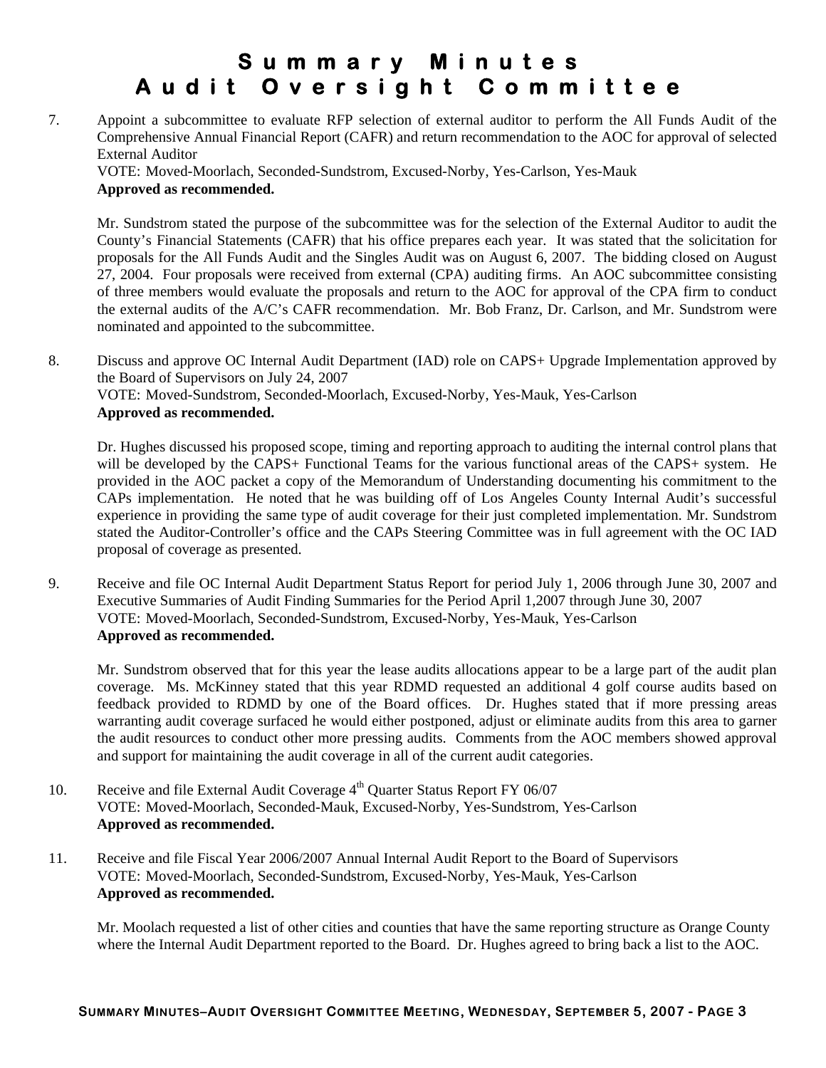# Summary Minutes
# Audit Oversight Committee

7. Appoint a subcommittee to evaluate RFP selection of external auditor to perform the All Funds Audit of the Comprehensive Annual Financial Report (CAFR) and return recommendation to the AOC for approval of selected External Auditor
   VOTE: Moved-Moorlach, Seconded-Sundstrom, Excused-Norby, Yes-Carlson, Yes-Mauk
   **Approved as recommended.**

   Mr. Sundstrom stated the purpose of the subcommittee was for the selection of the External Auditor to audit the County's Financial Statements (CAFR) that his office prepares each year. It was stated that the solicitation for proposals for the All Funds Audit and the Singles Audit was on August 6, 2007. The bidding closed on August 27, 2004. Four proposals were received from external (CPA) auditing firms. An AOC subcommittee consisting of three members would evaluate the proposals and return to the AOC for approval of the CPA firm to conduct the external audits of the A/C's CAFR recommendation. Mr. Bob Franz, Dr. Carlson, and Mr. Sundstrom were nominated and appointed to the subcommittee.

8. Discuss and approve OC Internal Audit Department (IAD) role on CAPS+ Upgrade Implementation approved by the Board of Supervisors on July 24, 2007
   VOTE: Moved-Sundstrom, Seconded-Moorlach, Excused-Norby, Yes-Mauk, Yes-Carlson
   **Approved as recommended.**

   Dr. Hughes discussed his proposed scope, timing and reporting approach to auditing the internal control plans that will be developed by the CAPS+ Functional Teams for the various functional areas of the CAPS+ system. He provided in the AOC packet a copy of the Memorandum of Understanding documenting his commitment to the CAPs implementation. He noted that he was building off of Los Angeles County Internal Audit's successful experience in providing the same type of audit coverage for their just completed implementation. Mr. Sundstrom stated the Auditor-Controller's office and the CAPs Steering Committee was in full agreement with the OC IAD proposal of coverage as presented.

9. Receive and file OC Internal Audit Department Status Report for period July 1, 2006 through June 30, 2007 and Executive Summaries of Audit Finding Summaries for the Period April 1,2007 through June 30, 2007
   VOTE: Moved-Moorlach, Seconded-Sundstrom, Excused-Norby, Yes-Mauk, Yes-Carlson
   **Approved as recommended.**

   Mr. Sundstrom observed that for this year the lease audits allocations appear to be a large part of the audit plan coverage. Ms. McKinney stated that this year RDMD requested an additional 4 golf course audits based on feedback provided to RDMD by one of the Board offices. Dr. Hughes stated that if more pressing areas warranting audit coverage surfaced he would either postponed, adjust or eliminate audits from this area to garner the audit resources to conduct other more pressing audits. Comments from the AOC members showed approval and support for maintaining the audit coverage in all of the current audit categories.

10. Receive and file External Audit Coverage 4th Quarter Status Report FY 06/07
    VOTE: Moved-Moorlach, Seconded-Mauk, Excused-Norby, Yes-Sundstrom, Yes-Carlson
    **Approved as recommended.**

11. Receive and file Fiscal Year 2006/2007 Annual Internal Audit Report to the Board of Supervisors
    VOTE: Moved-Moorlach, Seconded-Sundstrom, Excused-Norby, Yes-Mauk, Yes-Carlson
    **Approved as recommended.**

    Mr. Moolach requested a list of other cities and counties that have the same reporting structure as Orange County where the Internal Audit Department reported to the Board. Dr. Hughes agreed to bring back a list to the AOC.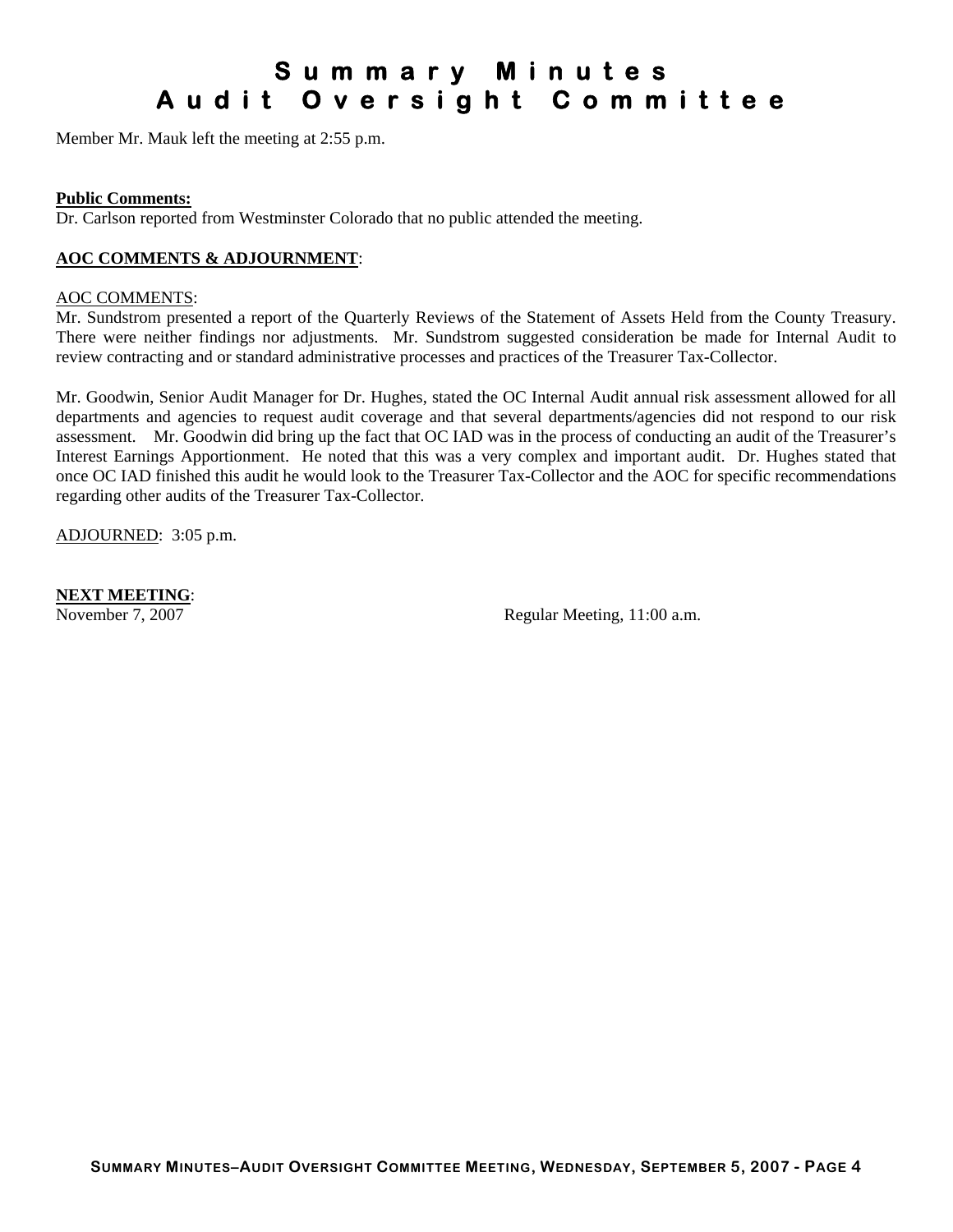# Summary Minutes Audit Oversight Committee

Member Mr. Mauk left the meeting at 2:55 p.m.

**Public Comments:**

Dr. Carlson reported from Westminster Colorado that no public attended the meeting.

**AOC COMMENTS & ADJOURNMENT**:

AOC COMMENTS:

Mr. Sundstrom presented a report of the Quarterly Reviews of the Statement of Assets Held from the County Treasury. There were neither findings nor adjustments. Mr. Sundstrom suggested consideration be made for Internal Audit to review contracting and or standard administrative processes and practices of the Treasurer Tax-Collector.

Mr. Goodwin, Senior Audit Manager for Dr. Hughes, stated the OC Internal Audit annual risk assessment allowed for all departments and agencies to request audit coverage and that several departments/agencies did not respond to our risk assessment. Mr. Goodwin did bring up the fact that OC IAD was in the process of conducting an audit of the Treasurer's Interest Earnings Apportionment. He noted that this was a very complex and important audit. Dr. Hughes stated that once OC IAD finished this audit he would look to the Treasurer Tax-Collector and the AOC for specific recommendations regarding other audits of the Treasurer Tax-Collector.

ADJOURNED: 3:05 p.m.

**NEXT MEETING**:

November 7, 2007 Regular Meeting, 11:00 a.m.